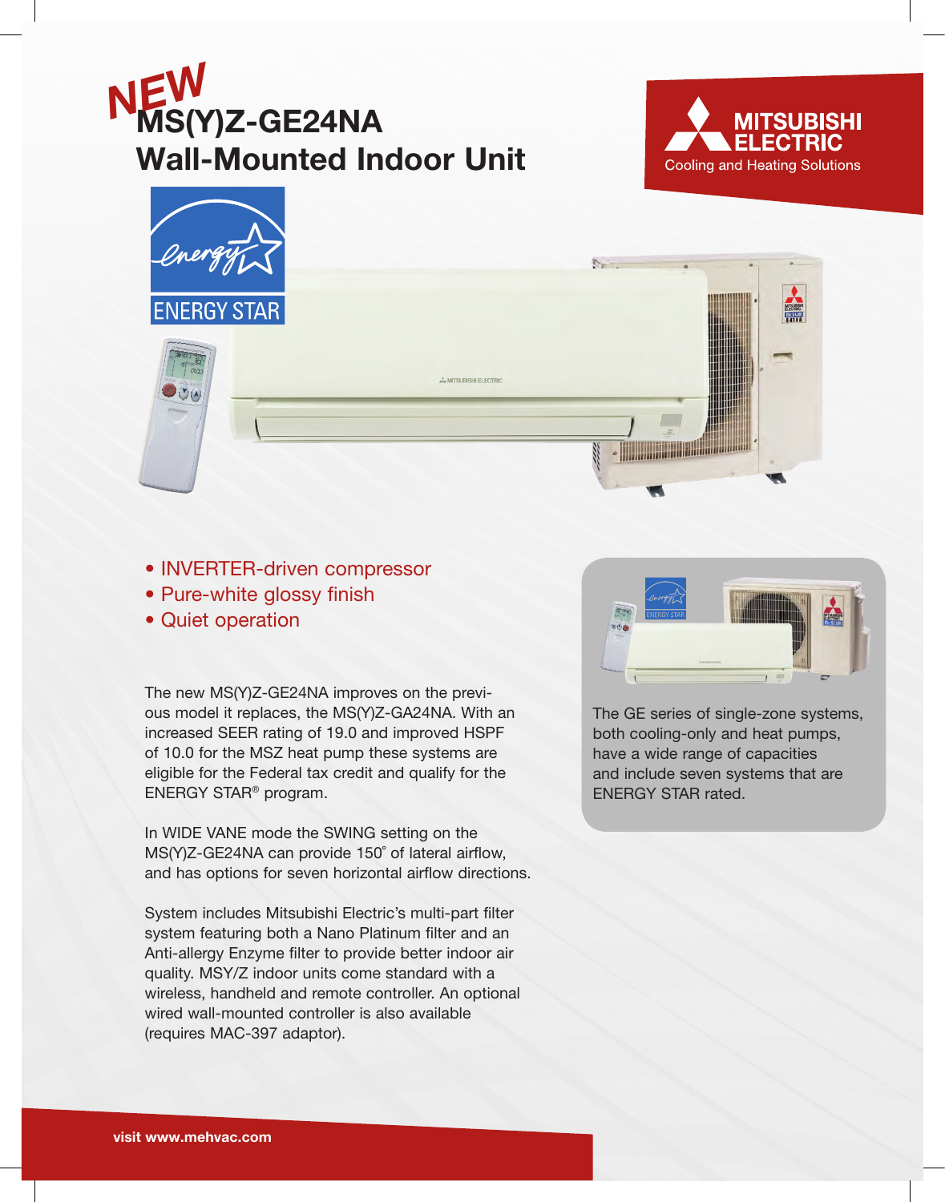NEW

# MS(Y)Z-GE24NA Wall-Mounted Indoor Unit

MITSUBISHI ELECTRIC
Cooling and Heating Solutions

- INVERTER-driven compressor
- Pure-white glossy finish
- Quiet operation

The new MS(Y)Z-GE24NA improves on the previous model it replaces, the MS(Y)Z-GA24NA. With an increased SEER rating of 19.0 and improved HSPF of 10.0 for the MSZ heat pump these systems are eligible for the Federal tax credit and qualify for the ENERGY STAR® program.

In WIDE VANE mode the SWING setting on the MS(Y)Z-GE24NA can provide 150° of lateral airflow, and has options for seven horizontal airflow directions.

System includes Mitsubishi Electric's multi-part filter system featuring both a Nano Platinum filter and an Anti-allergy Enzyme filter to provide better indoor air quality. MSY/Z indoor units come standard with a wireless, handheld and remote controller. An optional wired wall-mounted controller is also available (requires MAC-397 adaptor).

The GE series of single-zone systems, both cooling-only and heat pumps, have a wide range of capacities and include seven systems that are ENERGY STAR rated.

**visit www.mehvac.com**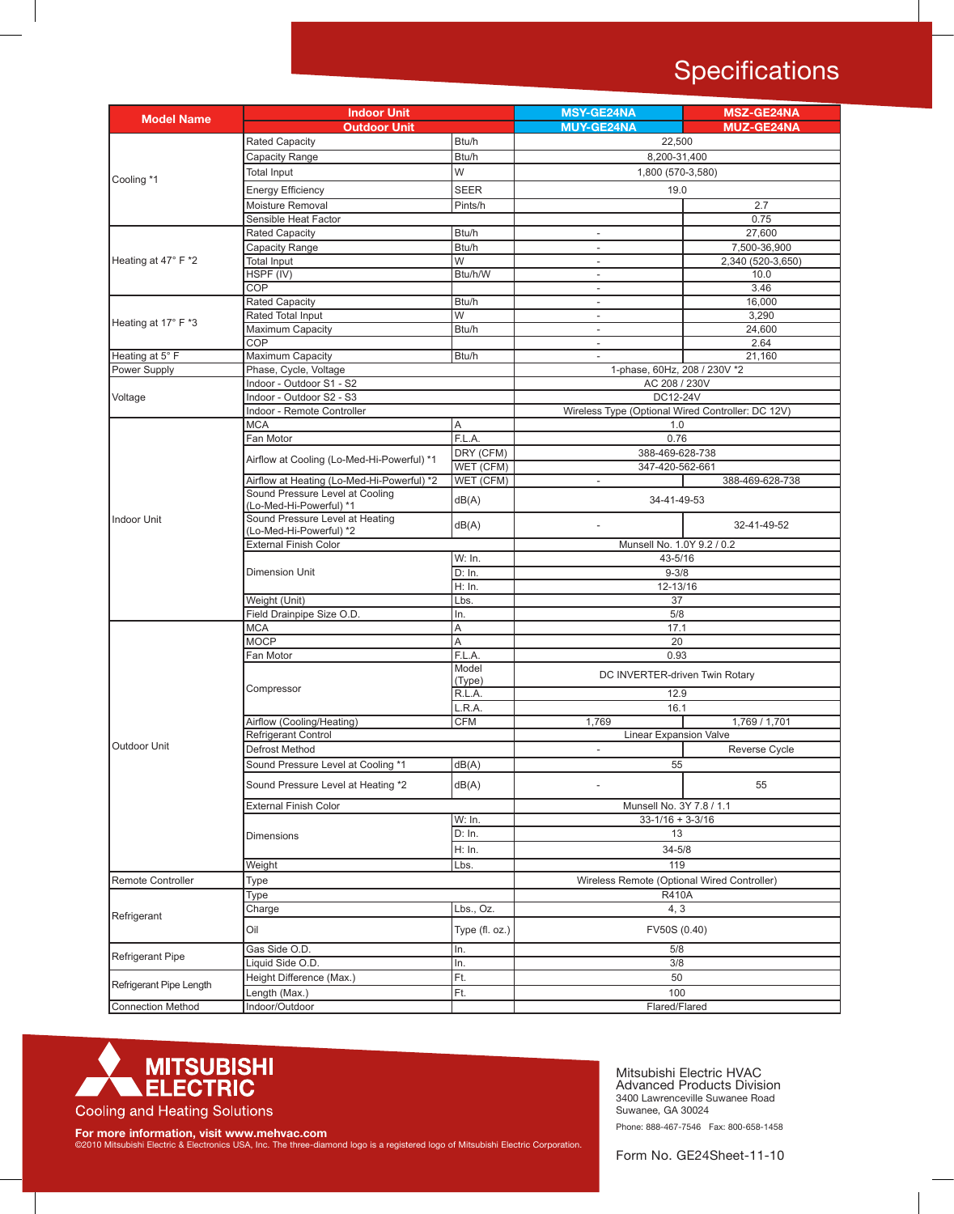# Specifications

| Model Name | Indoor Unit / Outdoor Unit | | MSY-GE24NA / MUY-GE24NA | MSZ-GE24NA / MUZ-GE24NA |
|---|---|---|---|---|
| Cooling *1 | Rated Capacity | Btu/h | 22,500 | |
| | Capacity Range | Btu/h | 8,200-31,400 | |
| | Total Input | W | 1,800 (570-3,580) | |
| | Energy Efficiency | SEER | 19.0 | |
| | Moisture Removal | Pints/h | | 2.7 |
| | Sensible Heat Factor | | | 0.75 |
| Heating at 47° F *2 | Rated Capacity | Btu/h | - | 27,600 |
| | Capacity Range | Btu/h | - | 7,500-36,900 |
| | Total Input | W | - | 2,340 (520-3,650) |
| | HSPF (IV) | Btu/h/W | - | 10.0 |
| | COP | | - | 3.46 |
| Heating at 17° F *3 | Rated Capacity | Btu/h | - | 16,000 |
| | Rated Total Input | W | - | 3,290 |
| | Maximum Capacity | Btu/h | - | 24,600 |
| | COP | | - | 2.64 |
| Heating at 5° F | Maximum Capacity | Btu/h | - | 21,160 |
| Power Supply | Phase, Cycle, Voltage | | 1-phase, 60Hz, 208 / 230V *2 | |
| Voltage | Indoor - Outdoor S1 - S2 | | AC 208 / 230V | |
| | Indoor - Outdoor S2 - S3 | | DC12-24V | |
| | Indoor - Remote Controller | | Wireless Type (Optional Wired Controller: DC 12V) | |
| Indoor Unit | MCA | A | 1.0 | |
| | Fan Motor | F.L.A. | 0.76 | |
| | Airflow at Cooling (Lo-Med-Hi-Powerful) *1 | DRY (CFM) | 388-469-628-738 | |
| | | WET (CFM) | 347-420-562-661 | |
| | Airflow at Heating (Lo-Med-Hi-Powerful) *2 | WET (CFM) | - | 388-469-628-738 |
| | Sound Pressure Level at Cooling (Lo-Med-Hi-Powerful) *1 | dB(A) | 34-41-49-53 | |
| | Sound Pressure Level at Heating (Lo-Med-Hi-Powerful) *2 | dB(A) | - | 32-41-49-52 |
| | External Finish Color | | Munsell No. 1.0Y 9.2 / 0.2 | |
| | Dimension Unit | W: In. | 43-5/16 | |
| | | D: In. | 9-3/8 | |
| | | H: In. | 12-13/16 | |
| | Weight (Unit) | Lbs. | 37 | |
| | Field Drainpipe Size O.D. | In. | 5/8 | |
| Outdoor Unit | MCA | A | 17.1 | |
| | MOCP | A | 20 | |
| | Fan Motor | F.L.A. | 0.93 | |
| | Compressor | Model (Type) | DC INVERTER-driven Twin Rotary | |
| | | R.L.A. | 12.9 | |
| | | L.R.A. | 16.1 | |
| | Airflow (Cooling/Heating) | CFM | 1,769 | 1,769 / 1,701 |
| | Refrigerant Control | | Linear Expansion Valve | |
| | Defrost Method | | - | Reverse Cycle |
| | Sound Pressure Level at Cooling *1 | dB(A) | 55 | |
| | Sound Pressure Level at Heating *2 | dB(A) | - | 55 |
| | External Finish Color | | Munsell No. 3Y 7.8 / 1.1 | |
| | Dimensions | W: In. | 33-1/16 + 3-3/16 | |
| | | D: In. | 13 | |
| | | H: In. | 34-5/8 | |
| | Weight | Lbs. | 119 | |
| Remote Controller | Type | | Wireless Remote (Optional Wired Controller) | |
| Refrigerant | Type | | R410A | |
| | Charge | Lbs., Oz. | 4, 3 | |
| | Oil | Type (fl. oz.) | FV50S (0.40) | |
| Refrigerant Pipe | Gas Side O.D. | In. | 5/8 | |
| | Liquid Side O.D. | In. | 3/8 | |
| Refrigerant Pipe Length | Height Difference (Max.) | Ft. | 50 | |
| | Length (Max.) | Ft. | 100 | |
| Connection Method | Indoor/Outdoor | | Flared/Flared | |

**MITSUBISHI ELECTRIC**

Cooling and Heating Solutions

**For more information, visit www.mehvac.com**

©2010 Mitsubishi Electric & Electronics USA, Inc. The three-diamond logo is a registered logo of Mitsubishi Electric Corporation.

Mitsubishi Electric HVAC
Advanced Products Division
3400 Lawrenceville Suwanee Road
Suwanee, GA 30024

Phone: 888-467-7546 Fax: 800-658-1458

Form No. GE24Sheet-11-10